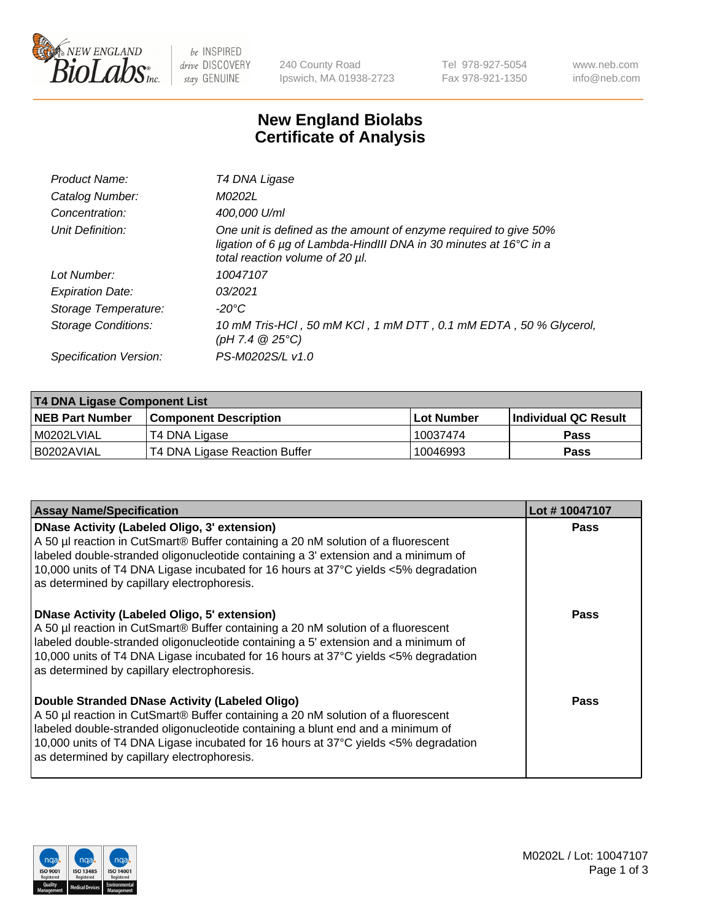240 County Road
Ipswich, MA 01938-2723

Tel 978-927-5054
Fax 978-921-1350

www.neb.com
info@neb.com

# New England Biolabs
# Certificate of Analysis

| | |
|---|---|
| *Product Name:* | *T4 DNA Ligase* |
| *Catalog Number:* | *M0202L* |
| *Concentration:* | *400,000 U/ml* |
| *Unit Definition:* | *One unit is defined as the amount of enzyme required to give 50% ligation of 6 µg of Lambda-HindIII DNA in 30 minutes at 16°C in a total reaction volume of 20 µl.* |
| *Lot Number:* | *10047107* |
| *Expiration Date:* | *03/2021* |
| *Storage Temperature:* | *-20°C* |
| *Storage Conditions:* | *10 mM Tris-HCl , 50 mM KCl , 1 mM DTT , 0.1 mM EDTA , 50 % Glycerol, (pH 7.4 @ 25°C)* |
| *Specification Version:* | *PS-M0202S/L v1.0* |

| **T4 DNA Ligase Component List** | | | |
|---|---|---|---|
| **NEB Part Number** | **Component Description** | **Lot Number** | **Individual QC Result** |
| M0202LVIAL | T4 DNA Ligase | 10037474 | **Pass** |
| B0202AVIAL | T4 DNA Ligase Reaction Buffer | 10046993 | **Pass** |

| **Assay Name/Specification** | **Lot # 10047107** |
|---|---|
| **DNase Activity (Labeled Oligo, 3' extension)** A 50 µl reaction in CutSmart® Buffer containing a 20 nM solution of a fluorescent labeled double-stranded oligonucleotide containing a 3' extension and a minimum of 10,000 units of T4 DNA Ligase incubated for 16 hours at 37°C yields <5% degradation as determined by capillary electrophoresis. | **Pass** |
| **DNase Activity (Labeled Oligo, 5' extension)** A 50 µl reaction in CutSmart® Buffer containing a 20 nM solution of a fluorescent labeled double-stranded oligonucleotide containing a 5' extension and a minimum of 10,000 units of T4 DNA Ligase incubated for 16 hours at 37°C yields <5% degradation as determined by capillary electrophoresis. | **Pass** |
| **Double Stranded DNase Activity (Labeled Oligo)** A 50 µl reaction in CutSmart® Buffer containing a 20 nM solution of a fluorescent labeled double-stranded oligonucleotide containing a blunt end and a minimum of 10,000 units of T4 DNA Ligase incubated for 16 hours at 37°C yields <5% degradation as determined by capillary electrophoresis. | **Pass** |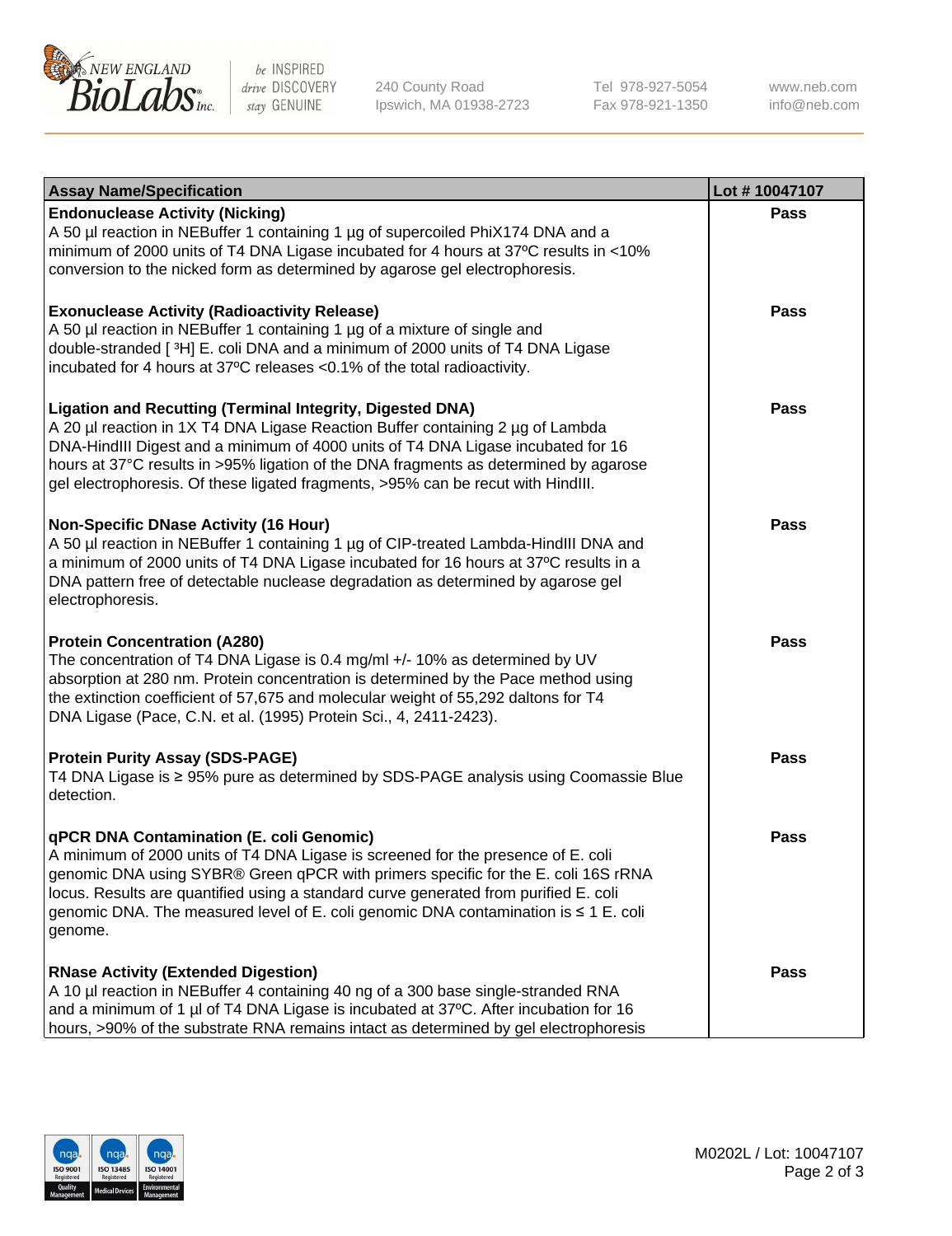| Assay Name/Specification | Lot # 10047107 |
| --- | --- |
| **Endonuclease Activity (Nicking)**<br>A 50 µl reaction in NEBuffer 1 containing 1 µg of supercoiled PhiX174 DNA and a minimum of 2000 units of T4 DNA Ligase incubated for 4 hours at 37ºC results in <10% conversion to the nicked form as determined by agarose gel electrophoresis. | Pass |
| **Exonuclease Activity (Radioactivity Release)**<br>A 50 µl reaction in NEBuffer 1 containing 1 µg of a mixture of single and double-stranded [ $^3$H] E. coli DNA and a minimum of 2000 units of T4 DNA Ligase incubated for 4 hours at 37ºC releases <0.1% of the total radioactivity. | Pass |
| **Ligation and Recutting (Terminal Integrity, Digested DNA)**<br>A 20 µl reaction in 1X T4 DNA Ligase Reaction Buffer containing 2 µg of Lambda DNA-HindIII Digest and a minimum of 4000 units of T4 DNA Ligase incubated for 16 hours at 37°C results in >95% ligation of the DNA fragments as determined by agarose gel electrophoresis. Of these ligated fragments, >95% can be recut with HindIII. | Pass |
| **Non-Specific DNase Activity (16 Hour)**<br>A 50 µl reaction in NEBuffer 1 containing 1 µg of CIP-treated Lambda-HindIII DNA and a minimum of 2000 units of T4 DNA Ligase incubated for 16 hours at 37ºC results in a DNA pattern free of detectable nuclease degradation as determined by agarose gel electrophoresis. | Pass |
| **Protein Concentration (A280)**<br>The concentration of T4 DNA Ligase is 0.4 mg/ml +/- 10% as determined by UV absorption at 280 nm. Protein concentration is determined by the Pace method using the extinction coefficient of 57,675 and molecular weight of 55,292 daltons for T4 DNA Ligase (Pace, C.N. et al. (1995) Protein Sci., 4, 2411-2423). | Pass |
| **Protein Purity Assay (SDS-PAGE)**<br>T4 DNA Ligase is ≥ 95% pure as determined by SDS-PAGE analysis using Coomassie Blue detection. | Pass |
| **qPCR DNA Contamination (E. coli Genomic)**<br>A minimum of 2000 units of T4 DNA Ligase is screened for the presence of E. coli genomic DNA using SYBR® Green qPCR with primers specific for the E. coli 16S rRNA locus. Results are quantified using a standard curve generated from purified E. coli genomic DNA. The measured level of E. coli genomic DNA contamination is ≤ 1 E. coli genome. | Pass |
| **RNase Activity (Extended Digestion)**<br>A 10 µl reaction in NEBuffer 4 containing 40 ng of a 300 base single-stranded RNA and a minimum of 1 µl of T4 DNA Ligase is incubated at 37ºC. After incubation for 16 hours, >90% of the substrate RNA remains intact as determined by gel electrophoresis | Pass |

M0202L / Lot: 10047107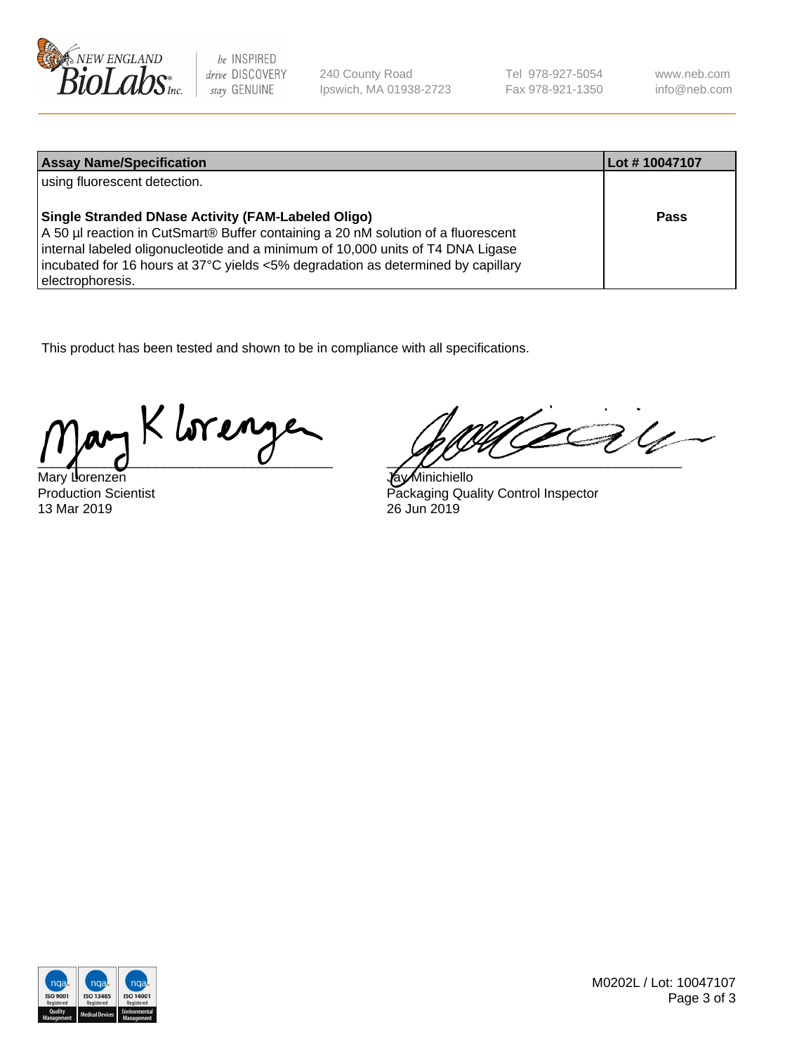| Assay Name/Specification | Lot # 10047107 |
| --- | --- |
| using fluorescent detection. | |
| **Single Stranded DNase Activity (FAM-Labeled Oligo)** A 50 µl reaction in CutSmart® Buffer containing a 20 nM solution of a fluorescent internal labeled oligonucleotide and a minimum of 10,000 units of T4 DNA Ligase incubated for 16 hours at 37°C yields <5% degradation as determined by capillary electrophoresis. | **Pass** |

This product has been tested and shown to be in compliance with all specifications.

Mary Lorenzen
Production Scientist
13 Mar 2019

Jay Minichiello
Packaging Quality Control Inspector
26 Jun 2019

M0202L / Lot: 10047107